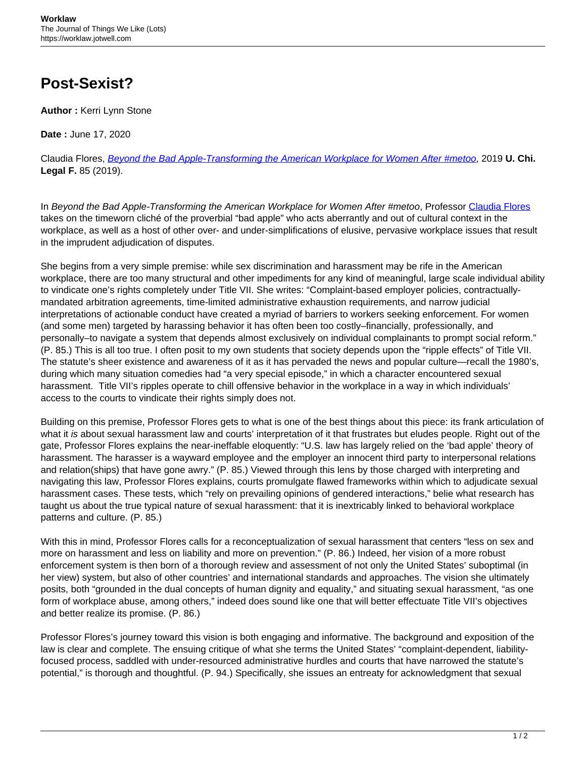# Post-Sexist?

**Author :** Kerri Lynn Stone

**Date :** June 17, 2020

Claudia Flores, [*Beyond the Bad Apple-Transforming the American Workplace for Women After #metoo*](), 2019 **U. Chi. Legal F.** 85 (2019).

In *Beyond the Bad Apple-Transforming the American Workplace for Women After #metoo*, Professor [Claudia Flores]() takes on the timeworn cliché of the proverbial "bad apple" who acts aberrantly and out of cultural context in the workplace, as well as a host of other over- and under-simplifications of elusive, pervasive workplace issues that result in the imprudent adjudication of disputes.

She begins from a very simple premise: while sex discrimination and harassment may be rife in the American workplace, there are too many structural and other impediments for any kind of meaningful, large scale individual ability to vindicate one's rights completely under Title VII. She writes: "Complaint-based employer policies, contractually-mandated arbitration agreements, time-limited administrative exhaustion requirements, and narrow judicial interpretations of actionable conduct have created a myriad of barriers to workers seeking enforcement. For women (and some men) targeted by harassing behavior it has often been too costly–financially, professionally, and personally–to navigate a system that depends almost exclusively on individual complainants to prompt social reform." (P. 85.) This is all too true. I often posit to my own students that society depends upon the "ripple effects" of Title VII. The statute's sheer existence and awareness of it as it has pervaded the news and popular culture—recall the 1980's, during which many situation comedies had "a very special episode," in which a character encountered sexual harassment. Title VII's ripples operate to chill offensive behavior in the workplace in a way in which individuals' access to the courts to vindicate their rights simply does not.

Building on this premise, Professor Flores gets to what is one of the best things about this piece: its frank articulation of what it *is* about sexual harassment law and courts' interpretation of it that frustrates but eludes people. Right out of the gate, Professor Flores explains the near-ineffable eloquently: "U.S. law has largely relied on the 'bad apple' theory of harassment. The harasser is a wayward employee and the employer an innocent third party to interpersonal relations and relation(ships) that have gone awry." (P. 85.) Viewed through this lens by those charged with interpreting and navigating this law, Professor Flores explains, courts promulgate flawed frameworks within which to adjudicate sexual harassment cases. These tests, which "rely on prevailing opinions of gendered interactions," belie what research has taught us about the true typical nature of sexual harassment: that it is inextricably linked to behavioral workplace patterns and culture. (P. 85.)

With this in mind, Professor Flores calls for a reconceptualization of sexual harassment that centers "less on sex and more on harassment and less on liability and more on prevention." (P. 86.) Indeed, her vision of a more robust enforcement system is then born of a thorough review and assessment of not only the United States' suboptimal (in her view) system, but also of other countries' and international standards and approaches. The vision she ultimately posits, both "grounded in the dual concepts of human dignity and equality," and situating sexual harassment, "as one form of workplace abuse, among others," indeed does sound like one that will better effectuate Title VII's objectives and better realize its promise. (P. 86.)

Professor Flores's journey toward this vision is both engaging and informative. The background and exposition of the law is clear and complete. The ensuing critique of what she terms the United States' "complaint-dependent, liability-focused process, saddled with under-resourced administrative hurdles and courts that have narrowed the statute's potential," is thorough and thoughtful. (P. 94.) Specifically, she issues an entreaty for acknowledgment that sexual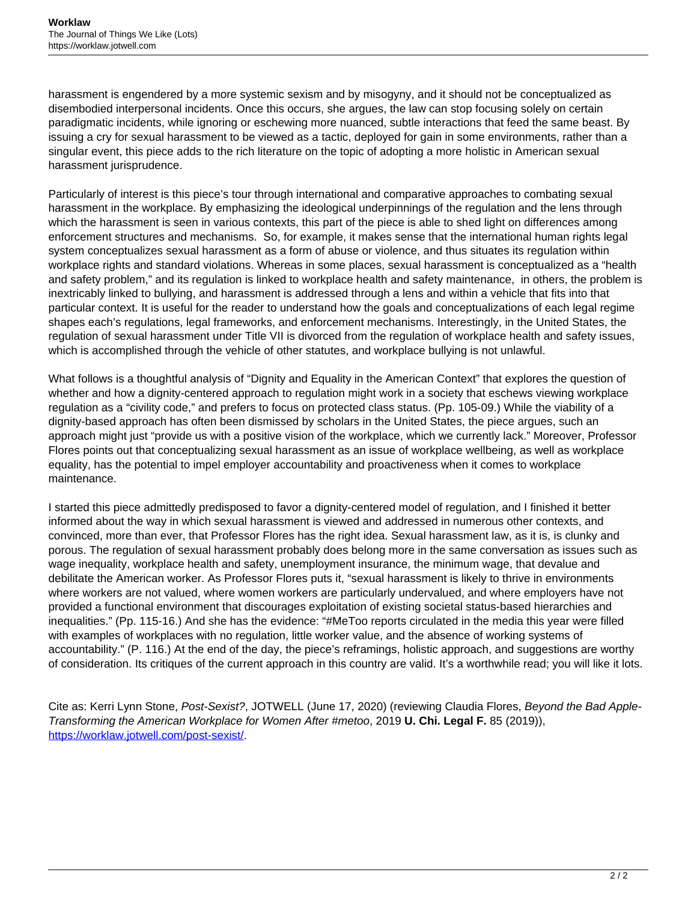harassment is engendered by a more systemic sexism and by misogyny, and it should not be conceptualized as disembodied interpersonal incidents. Once this occurs, she argues, the law can stop focusing solely on certain paradigmatic incidents, while ignoring or eschewing more nuanced, subtle interactions that feed the same beast. By issuing a cry for sexual harassment to be viewed as a tactic, deployed for gain in some environments, rather than a singular event, this piece adds to the rich literature on the topic of adopting a more holistic in American sexual harassment jurisprudence.

Particularly of interest is this piece's tour through international and comparative approaches to combating sexual harassment in the workplace. By emphasizing the ideological underpinnings of the regulation and the lens through which the harassment is seen in various contexts, this part of the piece is able to shed light on differences among enforcement structures and mechanisms. So, for example, it makes sense that the international human rights legal system conceptualizes sexual harassment as a form of abuse or violence, and thus situates its regulation within workplace rights and standard violations. Whereas in some places, sexual harassment is conceptualized as a "health and safety problem," and its regulation is linked to workplace health and safety maintenance, in others, the problem is inextricably linked to bullying, and harassment is addressed through a lens and within a vehicle that fits into that particular context. It is useful for the reader to understand how the goals and conceptualizations of each legal regime shapes each's regulations, legal frameworks, and enforcement mechanisms. Interestingly, in the United States, the regulation of sexual harassment under Title VII is divorced from the regulation of workplace health and safety issues, which is accomplished through the vehicle of other statutes, and workplace bullying is not unlawful.

What follows is a thoughtful analysis of "Dignity and Equality in the American Context" that explores the question of whether and how a dignity-centered approach to regulation might work in a society that eschews viewing workplace regulation as a "civility code," and prefers to focus on protected class status. (Pp. 105-09.) While the viability of a dignity-based approach has often been dismissed by scholars in the United States, the piece argues, such an approach might just "provide us with a positive vision of the workplace, which we currently lack." Moreover, Professor Flores points out that conceptualizing sexual harassment as an issue of workplace wellbeing, as well as workplace equality, has the potential to impel employer accountability and proactiveness when it comes to workplace maintenance.

I started this piece admittedly predisposed to favor a dignity-centered model of regulation, and I finished it better informed about the way in which sexual harassment is viewed and addressed in numerous other contexts, and convinced, more than ever, that Professor Flores has the right idea. Sexual harassment law, as it is, is clunky and porous. The regulation of sexual harassment probably does belong more in the same conversation as issues such as wage inequality, workplace health and safety, unemployment insurance, the minimum wage, that devalue and debilitate the American worker. As Professor Flores puts it, "sexual harassment is likely to thrive in environments where workers are not valued, where women workers are particularly undervalued, and where employers have not provided a functional environment that discourages exploitation of existing societal status-based hierarchies and inequalities." (Pp. 115-16.) And she has the evidence: "#MeToo reports circulated in the media this year were filled with examples of workplaces with no regulation, little worker value, and the absence of working systems of accountability." (P. 116.) At the end of the day, the piece's reframings, holistic approach, and suggestions are worthy of consideration. Its critiques of the current approach in this country are valid. It's a worthwhile read; you will like it lots.

Cite as: Kerri Lynn Stone, *Post-Sexist?*, JOTWELL (June 17, 2020) (reviewing Claudia Flores, *Beyond the Bad Apple-Transforming the American Workplace for Women After #metoo*, 2019 **U. Chi. Legal F.** 85 (2019)), https://worklaw.jotwell.com/post-sexist/.